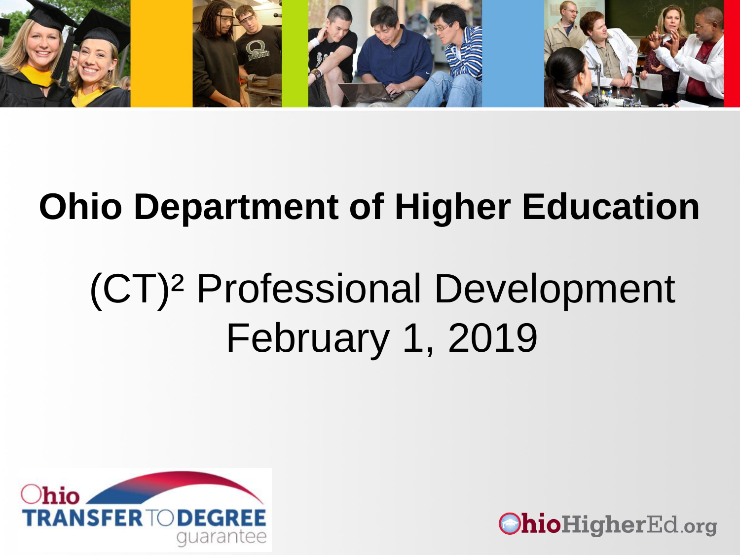# Ohio Department of Higher Education

## $(CT)^2$ Professional Development
## February 1, 2019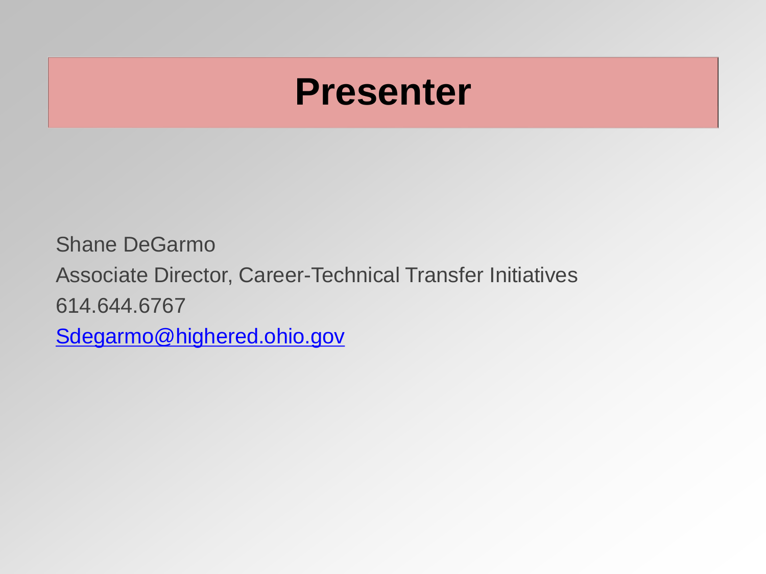# Presenter

Shane DeGarmo

Associate Director, Career-Technical Transfer Initiatives

614.644.6767

Sdegarmo@highered.ohio.gov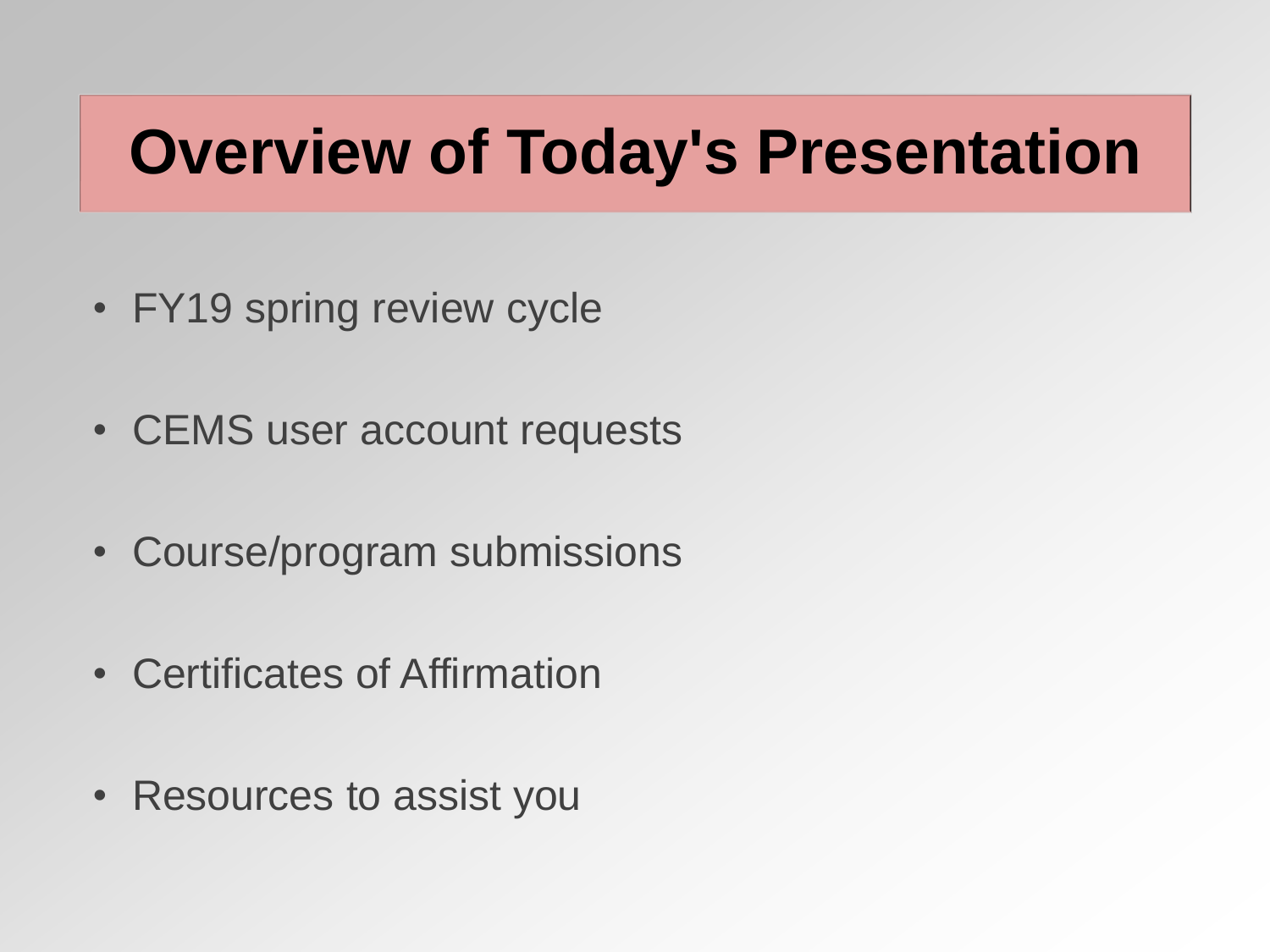# Overview of Today's Presentation

- FY19 spring review cycle
- CEMS user account requests
- Course/program submissions
- Certificates of Affirmation
- Resources to assist you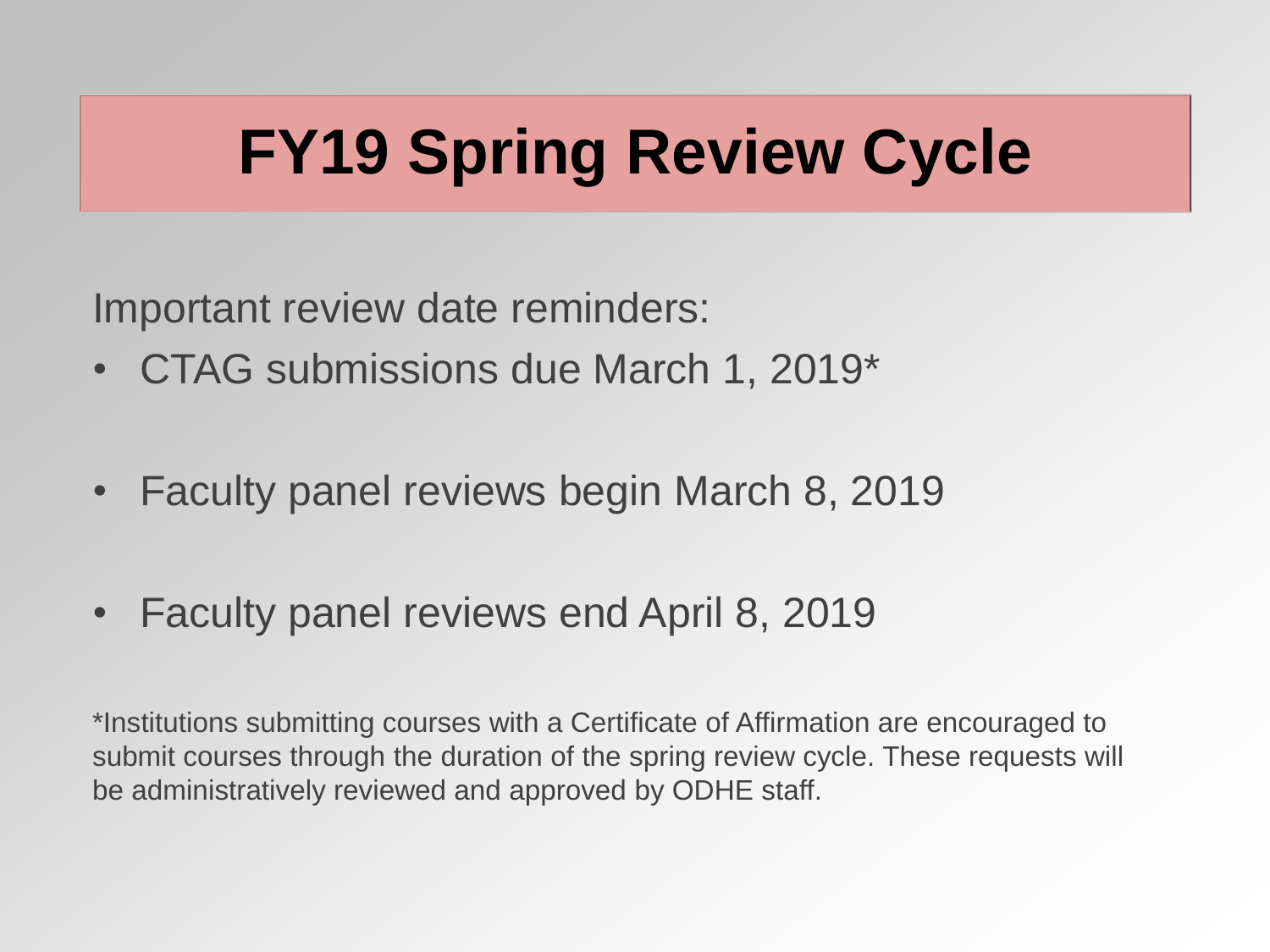# FY19 Spring Review Cycle

Important review date reminders:

- CTAG submissions due March 1, 2019*
- Faculty panel reviews begin March 8, 2019
- Faculty panel reviews end April 8, 2019

*Institutions submitting courses with a Certificate of Affirmation are encouraged to submit courses through the duration of the spring review cycle. These requests will be administratively reviewed and approved by ODHE staff.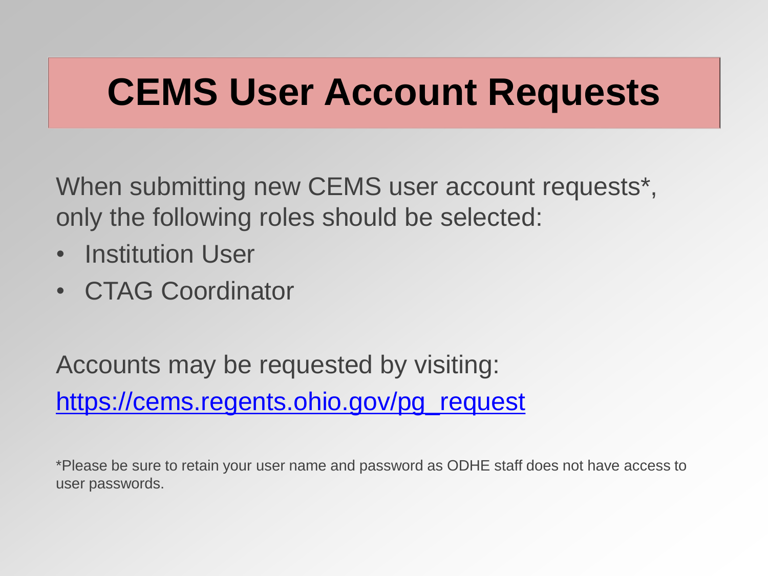# CEMS User Account Requests

When submitting new CEMS user account requests*, only the following roles should be selected:

- Institution User
- CTAG Coordinator

Accounts may be requested by visiting:

https://cems.regents.ohio.gov/pg_request

*Please be sure to retain your user name and password as ODHE staff does not have access to user passwords.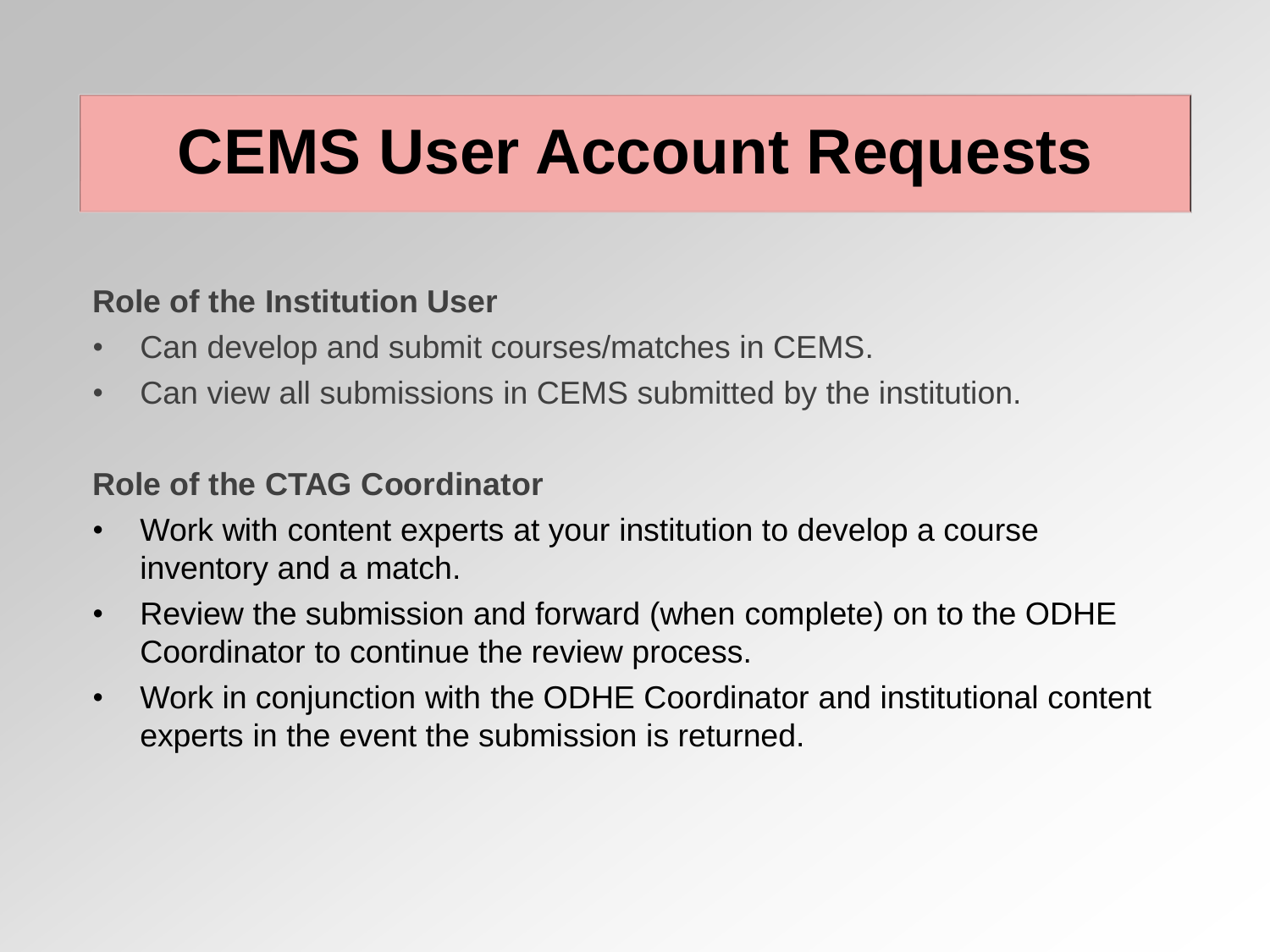# CEMS User Account Requests

**Role of the Institution User**

- Can develop and submit courses/matches in CEMS.
- Can view all submissions in CEMS submitted by the institution.

**Role of the CTAG Coordinator**

- Work with content experts at your institution to develop a course inventory and a match.
- Review the submission and forward (when complete) on to the ODHE Coordinator to continue the review process.
- Work in conjunction with the ODHE Coordinator and institutional content experts in the event the submission is returned.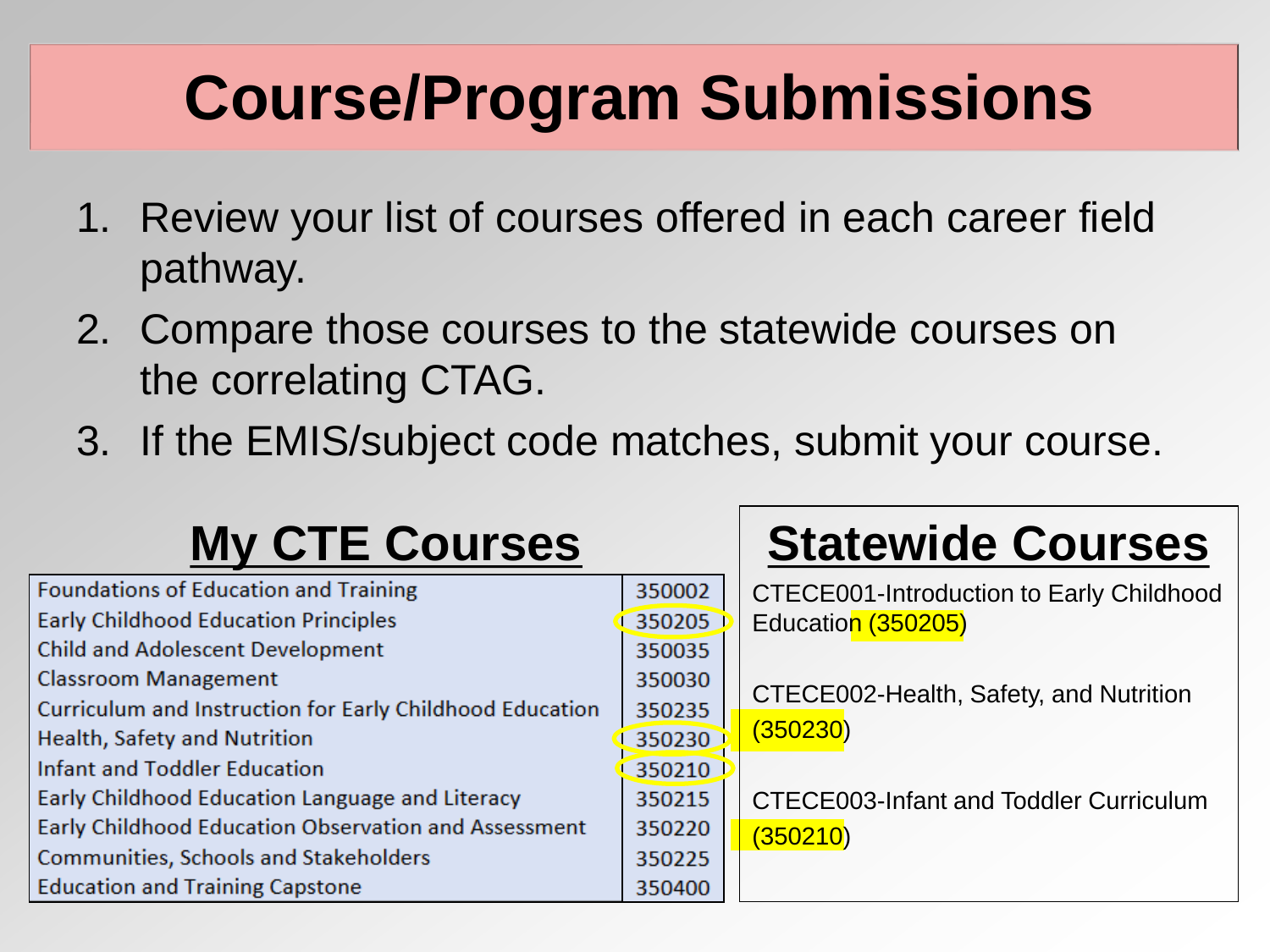# Course/Program Submissions

1. Review your list of courses offered in each career field pathway.
2. Compare those courses to the statewide courses on the correlating CTAG.
3. If the EMIS/subject code matches, submit your course.

## My CTE Courses

| Course | Code |
|---|---|
| Foundations of Education and Training | 350002 |
| Early Childhood Education Principles | 350205 |
| Child and Adolescent Development | 350035 |
| Classroom Management | 350030 |
| Curriculum and Instruction for Early Childhood Education | 350235 |
| Health, Safety and Nutrition | 350230 |
| Infant and Toddler Education | 350210 |
| Early Childhood Education Language and Literacy | 350215 |
| Early Childhood Education Observation and Assessment | 350220 |
| Communities, Schools and Stakeholders | 350225 |
| Education and Training Capstone | 350400 |

## Statewide Courses

CTECE001-Introduction to Early Childhood Education (350205)

CTECE002-Health, Safety, and Nutrition (350230)

CTECE003-Infant and Toddler Curriculum (350210)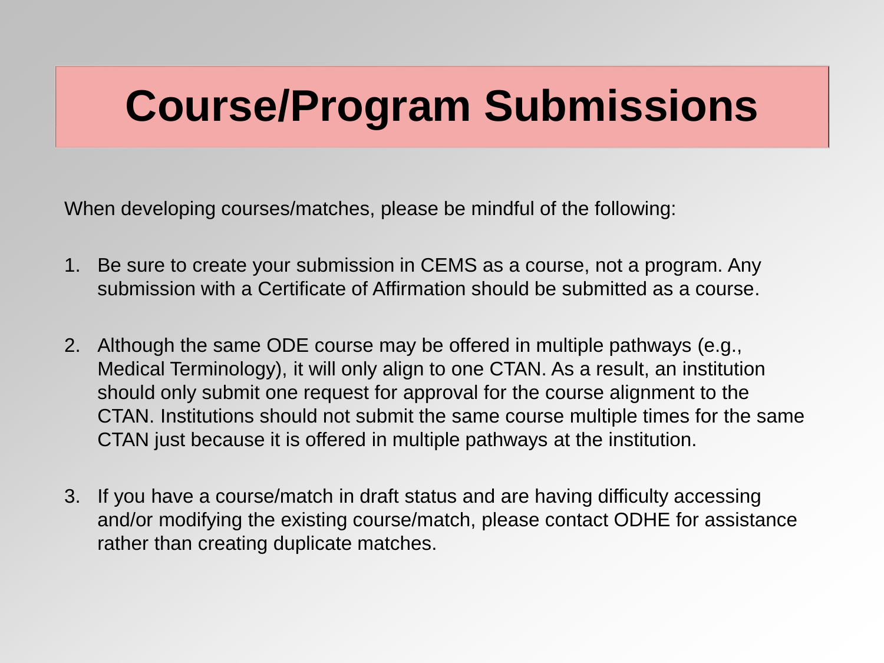# Course/Program Submissions

When developing courses/matches, please be mindful of the following:

1. Be sure to create your submission in CEMS as a course, not a program. Any submission with a Certificate of Affirmation should be submitted as a course.

2. Although the same ODE course may be offered in multiple pathways (e.g., Medical Terminology), it will only align to one CTAN. As a result, an institution should only submit one request for approval for the course alignment to the CTAN. Institutions should not submit the same course multiple times for the same CTAN just because it is offered in multiple pathways at the institution.

3. If you have a course/match in draft status and are having difficulty accessing and/or modifying the existing course/match, please contact ODHE for assistance rather than creating duplicate matches.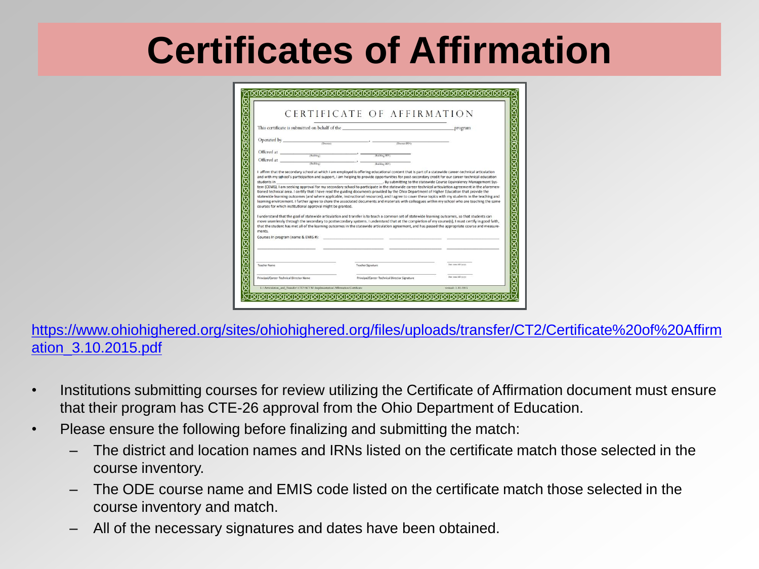# Certificates of Affirmation

https://www.ohiohighered.org/sites/ohiohighered.org/files/uploads/transfer/CT2/Certificate%20of%20Affirmation_3.10.2015.pdf

- Institutions submitting courses for review utilizing the Certificate of Affirmation document must ensure that their program has CTE-26 approval from the Ohio Department of Education.
- Please ensure the following before finalizing and submitting the match:
  - The district and location names and IRNs listed on the certificate match those selected in the course inventory.
  - The ODE course name and EMIS code listed on the certificate match those selected in the course inventory and match.
  - All of the necessary signatures and dates have been obtained.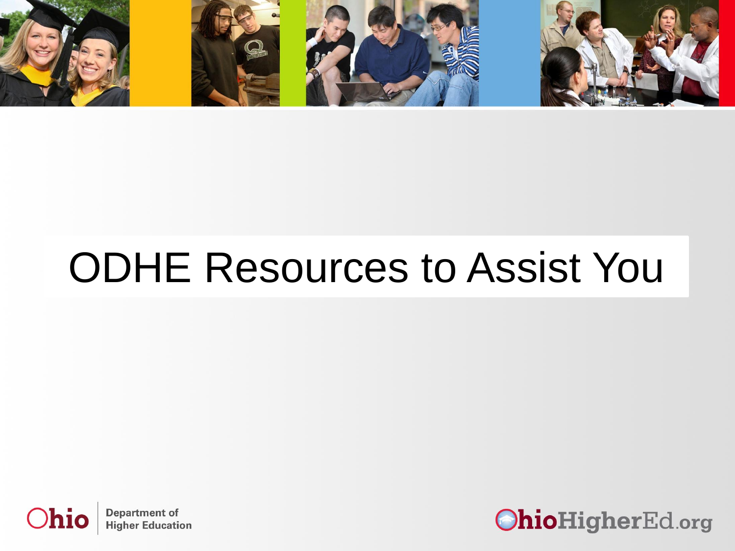# ODHE Resources to Assist You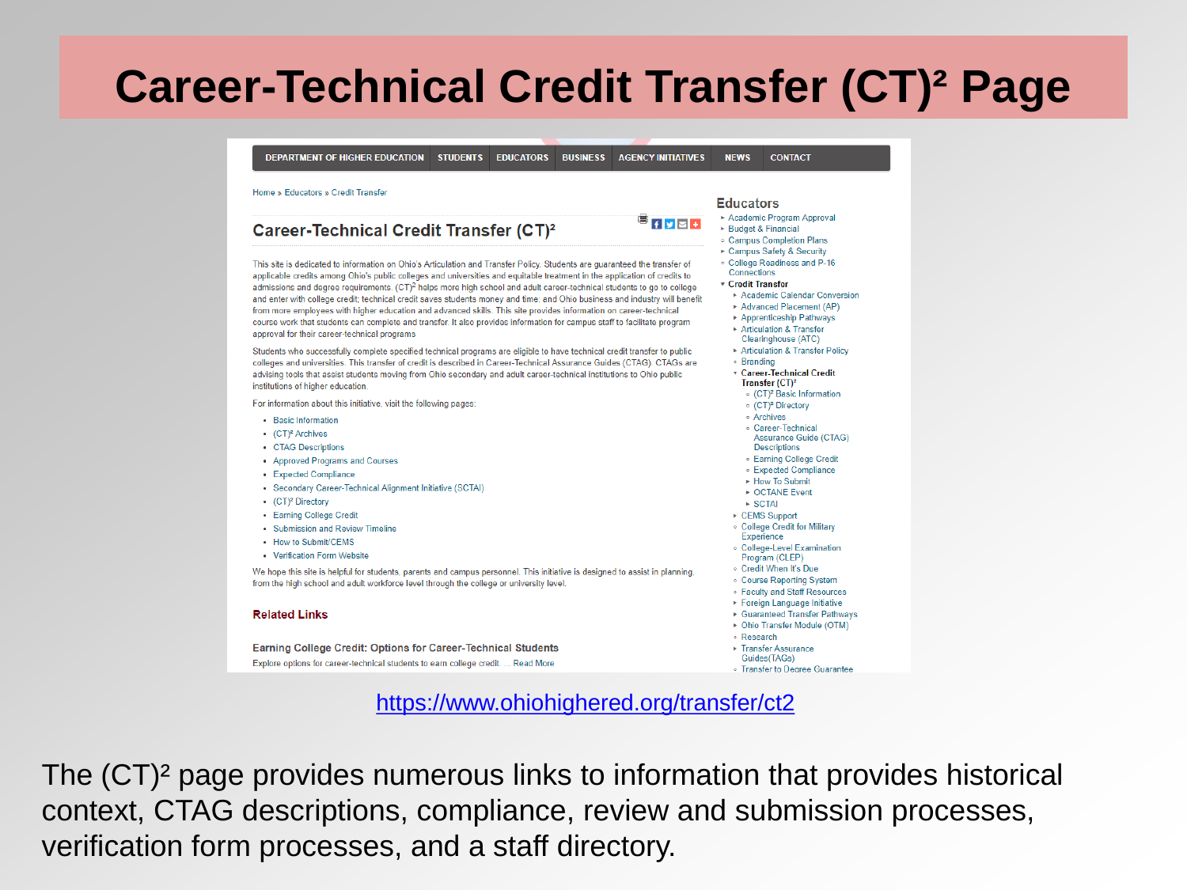# Career-Technical Credit Transfer (CT)² Page

DEPARTMENT OF HIGHER EDUCATION | STUDENTS | EDUCATORS | BUSINESS | AGENCY INITIATIVES | NEWS | CONTACT

Home » Educators » Credit Transfer

## Career-Technical Credit Transfer (CT)²

This site is dedicated to information on Ohio's Articulation and Transfer Policy. Students are guaranteed the transfer of applicable credits among Ohio's public colleges and universities and equitable treatment in the application of credits to admissions and degree requirements. (CT)² helps more high school and adult career-technical students to go to college and enter with college credit; technical credit saves students money and time; and Ohio business and industry will benefit from more employees with higher education and advanced skills. This site provides information on career-technical course work that students can complete and transfer. It also provides information for campus staff to facilitate program approval for their career-technical programs.

Students who successfully complete specified technical programs are eligible to have technical credit transfer to public colleges and universities. This transfer of credit is described in Career-Technical Assurance Guides (CTAG). CTAGs are advising tools that assist students moving from Ohio secondary and adult career-technical institutions to Ohio public institutions of higher education.

For information about this initiative, visit the following pages:

- Basic Information
- (CT)² Archives
- CTAG Descriptions
- Approved Programs and Courses
- Expected Compliance
- Secondary Career-Technical Alignment Initiative (SCTAI)
- (CT)² Directory
- Earning College Credit
- Submission and Review Timeline
- How to Submit/CEMS
- Verification Form Website

We hope this site is helpful for students, parents and campus personnel. This initiative is designed to assist in planning, from the high school and adult workforce level through the college or university level.

### Related Links

**Earning College Credit: Options for Career-Technical Students**

Explore options for career-technical students to earn college credit. ... Read More

### Educators

- Academic Program Approval
- Budget & Financial
- Campus Completion Plans
- Campus Safety & Security
- College Readiness and P-16 Connections
- Credit Transfer
  - Academic Calendar Conversion
  - Advanced Placement (AP)
  - Apprenticeship Pathways
  - Articulation & Transfer Clearinghouse (ATC)
  - Articulation & Transfer Policy
  - Branding
  - Career-Technical Credit Transfer (CT)²
    - (CT)² Basic Information
    - (CT)² Directory
    - Archives
    - Career-Technical Assurance Guide (CTAG) Descriptions
    - Earning College Credit
    - Expected Compliance
    - How To Submit
    - OCTANE Event
    - SCTAI
  - CEMS Support
  - College Credit for Military Experience
  - College-Level Examination Program (CLEP)
  - Credit When It's Due
  - Course Reporting System
  - Faculty and Staff Resources
  - Foreign Language Initiative
  - Guaranteed Transfer Pathways
  - Ohio Transfer Module (OTM)
  - Research
  - Transfer Assurance Guides(TAGs)
  - Transfer to Degree Guarantee

https://www.ohiohighered.org/transfer/ct2

The (CT)² page provides numerous links to information that provides historical context, CTAG descriptions, compliance, review and submission processes, verification form processes, and a staff directory.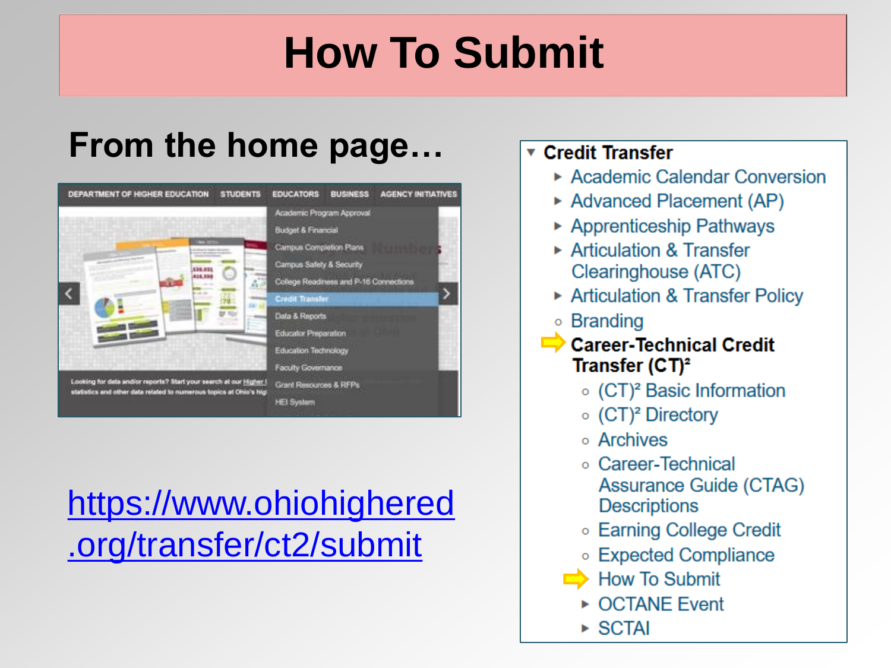# How To Submit

## From the home page…

DEPARTMENT OF HIGHER EDUCATION | STUDENTS | EDUCATORS | BUSINESS | AGENCY INITIATIVES

- Academic Program Approval
- Budget & Financial
- Campus Completion Plans
- Campus Safety & Security
- College Readiness and P-16 Connections
- Credit Transfer
- Data & Reports
- Educator Preparation
- Education Technology
- Faculty Governance
- Grant Resources & RFPs
- HEI System

https://www.ohiohighered.org/transfer/ct2/submit

- **Credit Transfer**
  - Academic Calendar Conversion
  - Advanced Placement (AP)
  - Apprenticeship Pathways
  - Articulation & Transfer Clearinghouse (ATC)
  - Articulation & Transfer Policy
  - Branding
  - **Career-Technical Credit Transfer (CT)²**
    - (CT)² Basic Information
    - (CT)² Directory
    - Archives
    - Career-Technical Assurance Guide (CTAG) Descriptions
    - Earning College Credit
    - Expected Compliance
    - How To Submit
    - OCTANE Event
    - SCTAI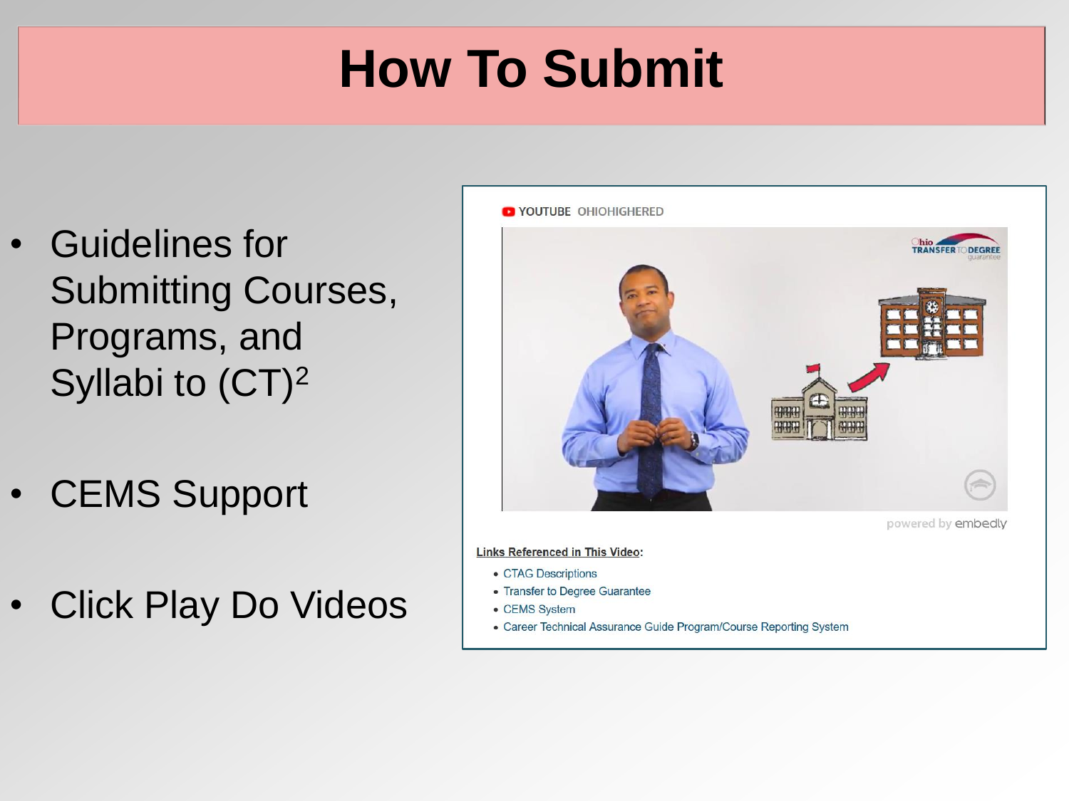# How To Submit

- Guidelines for Submitting Courses, Programs, and Syllabi to (CT)$^2$
- CEMS Support
- Click Play Do Videos

YOUTUBE OHIOHIGHERED

powered by embedly

**Links Referenced in This Video:**

- CTAG Descriptions
- Transfer to Degree Guarantee
- CEMS System
- Career Technical Assurance Guide Program/Course Reporting System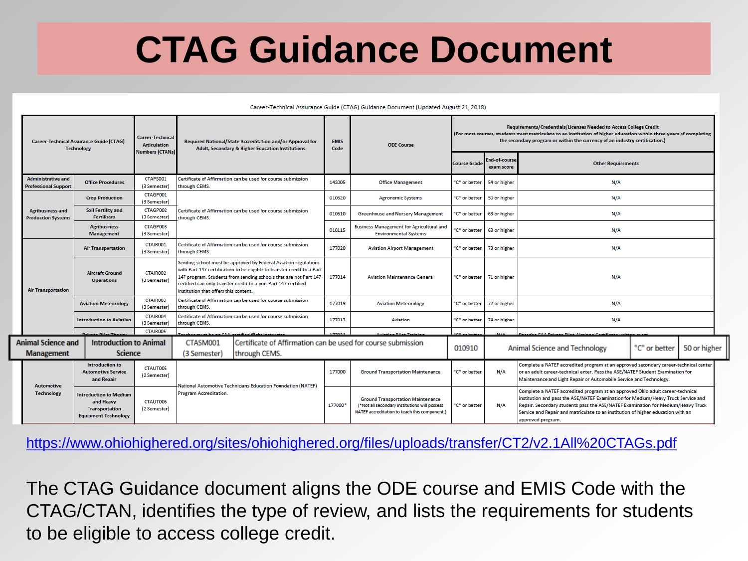# CTAG Guidance Document

Career-Technical Assurance Guide (CTAG) Guidance Document (Updated August 21, 2018)

| Career-Technical Assurance Guide (CTAG) Technology | | Career-Technical Articulation Numbers (CTANs) | Required National/State Accreditation and/or Approval for Adult, Secondary & Higher Education Institutions | EMIS Code | ODE Course | Requirements/Credentials/Licenses Needed to Access College Credit (For most courses, students must matriculate to an institution of higher education within three years of completing the secondary program or within the currency of an industry certification.) | | |
|---|---|---|---|---|---|---|---|---|
| | | | | | | Course Grade | End-of-course exam score | Other Requirements |
| Administrative and Professional Support | Office Procedures | CTAPS001 (3 Semester) | Certificate of Affirmation can be used for course submission through CEMS. | 142005 | Office Management | "C" or better | 54 or higher | N/A |
| Agribusiness and Production Systems | Crop Production | CTAGP001 (3 Semester) | Certificate of Affirmation can be used for course submission through CEMS. | 010620 | Agronomic Systems | "C" or better | 50 or higher | N/A |
| | Soil Fertility and Fertilizers | CTAGP002 (3 Semester) | | 010610 | Greenhouse and Nursery Management | "C" or better | 63 or higher | N/A |
| | Agribusiness Management | CTAGP003 (3 Semester) | | 010115 | Business Management for Agricultural and Environmental Systems | "C" or better | 63 or higher | N/A |
| Air Transportation | Air Transportation | CTAIR001 (3 Semester) | Certificate of Affirmation can be used for course submission through CEMS. | 177020 | Aviation Airport Management | "C" or better | 73 or higher | N/A |
| | Aircraft Ground Operations | CTAIR002 (3 Semester) | Sending school must be approved by Federal Aviation regulations with Part 147 certification to be eligible to transfer credit to a Part 147 program. Students from sending schools that are not Part 147 certified can only transfer credit to a non-Part 147 certified institution that offers this content. | 177014 | Aviation Maintenance General | "C" or better | 71 or higher | N/A |
| | Aviation Meteorology | CTAIR003 (3 Semester) | Certificate of Affirmation can be used for course submission through CEMS. | 177019 | Aviation Meteorology | "C" or better | 72 or higher | N/A |
| | Introduction to Aviation | CTAIR004 (3 Semester) | Certificate of Affirmation can be used for course submission through CEMS. | 177013 | Aviation | "C" or better | 74 or higher | N/A |
| | Private Pilot Theory | CTAIR005 | Teacher must be an FAA certified flight instructor | 177021 | Aviation Pilot Training | "C" or better | N/A | Pass the FAA Private Pilot Airplane Certificate written exam |
| Animal Science and Management | Introduction to Animal Science | CTASM001 (3 Semester) | Certificate of Affirmation can be used for course submission through CEMS. | 010910 | Animal Science and Technology | "C" or better | 50 or higher | |
| Automotive Technology | Introduction to Automotive Service and Repair | CTAUT005 (2 Semester) | National Automotive Technicians Education Foundation (NATEF) Program Accreditation. | 177000 | Ground Transportation Maintenance | "C" or better | N/A | Complete a NATEF accredited program at an approved secondary career-technical center or an adult career-technical enter. Pass the ASE/NATEF Student Examination for Maintenance and Light Repair or Automobile Service and Technology. |
| | Introduction to Medium and Heavy Transportation Equipment Technology | CTAUT006 (2 Semester) | | 177000* | Ground Transportation Maintenance (*Not all secondary institutions will possess NATEF accreditation to teach this component.) | "C" or better | N/A | Complete a NATEF accredited program at an approved Ohio adult career-technical institution and pass the ASE/NATEF Examination for Medium/Heavy Truck Service and Repair. Secondary students pass the ASE/NATEF Examination for Medium/Heavy Truck Service and Repair and matriculate to an institution of higher education with an approved program. |

https://www.ohiohighered.org/sites/ohiohighered.org/files/uploads/transfer/CT2/v2.1All%20CTAGs.pdf

The CTAG Guidance document aligns the ODE course and EMIS Code with the CTAG/CTAN, identifies the type of review, and lists the requirements for students to be eligible to access college credit.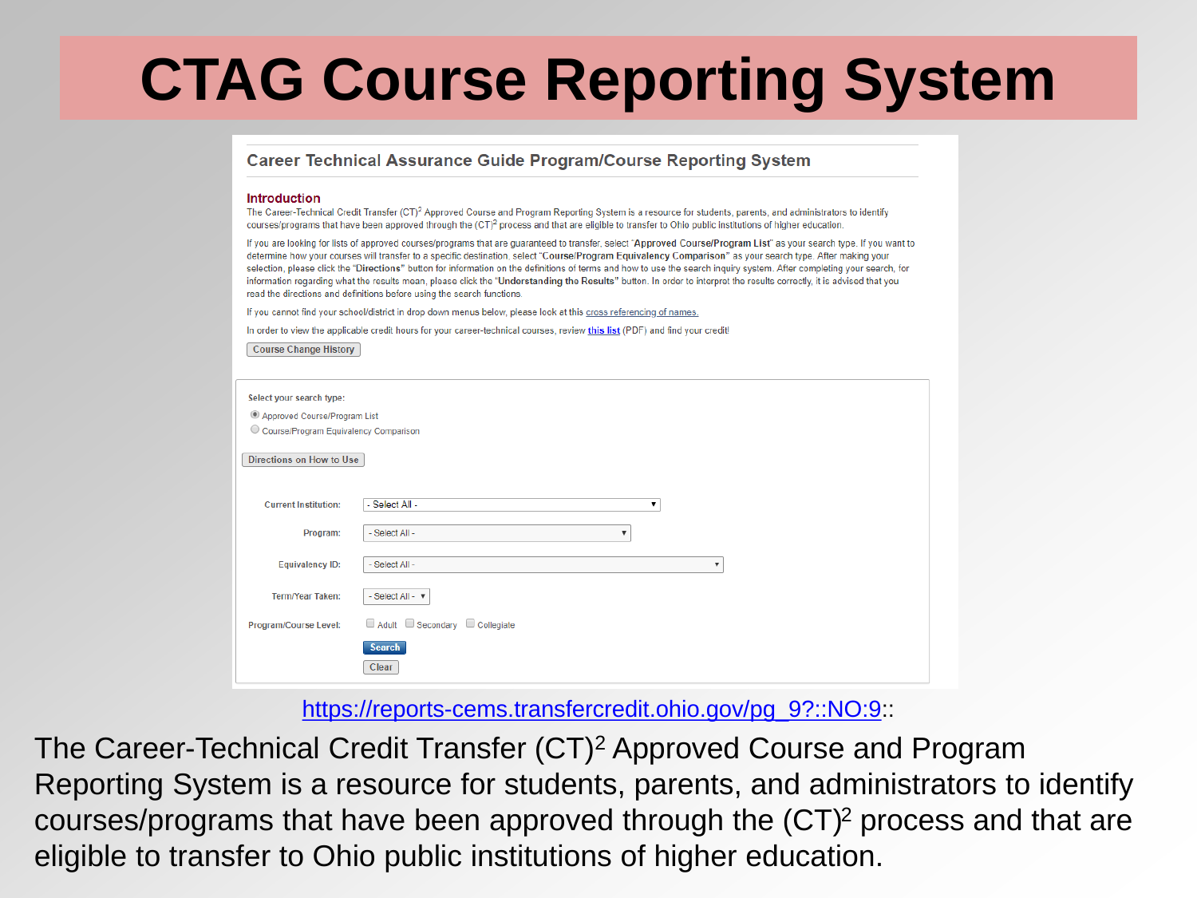# CTAG Course Reporting System

## Career Technical Assurance Guide Program/Course Reporting System

### Introduction

The Career-Technical Credit Transfer (CT)$^2$ Approved Course and Program Reporting System is a resource for students, parents, and administrators to identify courses/programs that have been approved through the (CT)$^2$ process and that are eligible to transfer to Ohio public institutions of higher education.

If you are looking for lists of approved courses/programs that are guaranteed to transfer, select "**Approved Course/Program List**" as your search type. If you want to determine how your courses will transfer to a specific destination, select "**Course/Program Equivalency Comparison**" as your search type. After making your selection, please click the "**Directions**" button for information on the definitions of terms and how to use the search inquiry system. After completing your search, for information regarding what the results mean, please click the "**Understanding the Results**" button. In order to interpret the results correctly, it is advised that you read the directions and definitions before using the search functions.

If you cannot find your school/district in drop down menus below, please look at this cross referencing of names.

In order to view the applicable credit hours for your career-technical courses, review **this list** (PDF) and find your credit!

Course Change History

Select your search type:

- Approved Course/Program List
- Course/Program Equivalency Comparison

Directions on How to Use

Current Institution: - Select All -

Program: - Select All -

Equivalency ID: - Select All -

Term/Year Taken: - Select All -

Program/Course Level: Adult Secondary Collegiate

Search

Clear

https://reports-cems.transfercredit.ohio.gov/pg_9?::NO:9::

The Career-Technical Credit Transfer (CT)$^2$ Approved Course and Program Reporting System is a resource for students, parents, and administrators to identify courses/programs that have been approved through the (CT)$^2$ process and that are eligible to transfer to Ohio public institutions of higher education.